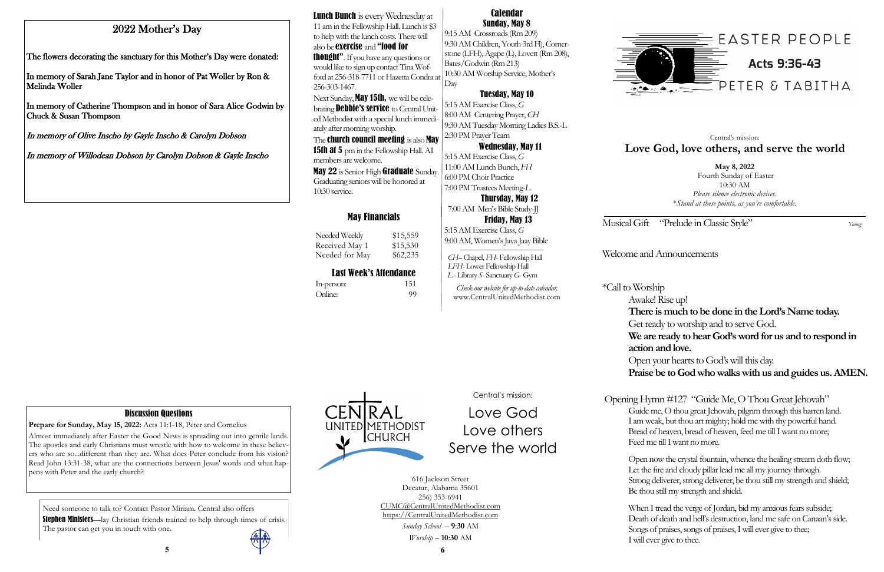## 2022 Mother's Day

The flowers decorating the sanctuary for this Mother's Day were donated:

In memory of Sarah Jane Taylor and in honor of Pat Woller by Ron & Melinda Woller

In memory of Catherine Thompson and in honor of Sara Alice Godwin by Chuck & Susan Thompson

*In memory of Olive Inscho by Gayle Inscho & Carolyn Dobson*

*In memory of Willodean Dobson by Carolyn Dobson & Gayle Inscho*

### Discussion Questions

**Prepare for Sunday, May 15, 2022:** Acts 11:1-18, Peter and Cornelius

Almost immediately after Easter the Good News is spreading out into gentile lands. The apostles and early Christians must wrestle with how to welcome in these believers who are so...different than they are. What does Peter conclude from his vision? Read John 13:31-38, what are the connections between Jesus' words and what happens with Peter and the early church?

Need someone to talk to? Contact Pastor Miriam. Central also offers **Stephen Ministers**—lay Christian friends trained to help through times of crisis. The pastor can get you in touch with one.

**Lunch Bunch** is every Wednesday at 11 am in the Fellowship Hall. Lunch is $3 to help with the lunch costs. There will also be **exercise** and **"food for thought"**. If you have any questions or would like to sign up contact Tina Wofford at 256-318-7711 or Hazetta Condra at 256-303-1467.

Next Sunday, **May 15th,** we will be celebrating **Debbie's service** to Central United Methodist with a special lunch immediately after morning worship.

The **church council meeting** is also **May 15th at 5** pm in the Fellowship Hall. All members are welcome.

**May 22** is Senior High **Graduate** Sunday. Graduating seniors will be honored at 10:30 service.

### May Financials

| | |
|---|---|
| Needed Weekly | $15,559 |
| Received May 1 | $15,530 |
| Needed for May | $62,235 |

### Last Week's Attendance

| | |
|---|---|
| In-person: | 151 |
| Online: | 99 |

### Calendar

**Sunday, May 8**
9:15 AM Crossroads (Rm 209)
9:30 AM Children, Youth 3rd Fl), Cornerstone (LFH), Agape (L), Lovett (Rm 208), Bates/Godwin (Rm 213)
10:30 AM Worship Service, Mother's Day

**Tuesday, May 10**
5:15 AM Exercise Class, *G*
8:00 AM Centering Prayer, *CH*
9:30 AM Tuesday Morning Ladies B.S.-L
2:30 PM Prayer Team

**Wednesday, May 11**
5:15 AM Exercise Class, *G*
11:00 AM Lunch Bunch, *FH*
6:00 PM Choir Practice
7:00 PM Trustees Meeting-*L*

**Thursday, May 12**
7:00 AM Men's Bible Study-JJ

**Friday, May 13**
5:15 AM Exercise Class, *G*
9:00 AM, Women's Java Jaay Bible

*CH*– Chapel, *FH*- Fellowship Hall
*LFH*- Lower Fellowship Hall
*L* - Library *S*- Sanctuary *G*- Gym

*Check our website for up-to-date calendar.*
www.CentralUnitedMethodist.com

CENTRAL UNITED METHODIST CHURCH

Central's mission:

Love God
Love others
Serve the world

616 Jackson Street
Decatur, Alabama 35601
256) 353-6941
CUMC@CentralUnitedMethodist.com
https://CentralUnitedMethodist.com
*Sunday School* – **9:30** AM
*Worship* – **10:30** AM

EASTER PEOPLE
**Acts 9:36-43**
PETER & TABITHA

Central's mission:
## Love God, love others, and serve the world

**May 8, 2022**
Fourth Sunday of Easter
10:30 AM
*Please silence electronic devices.*
*\*Stand at these points, as you're comfortable.*

Musical Gift "Prelude in Classic Style" *Young*

Welcome and Announcements

*Call to Worship

Awake! Rise up!
**There is much to be done in the Lord's Name today.**
Get ready to worship and to serve God.
**We are ready to hear God's word for us and to respond in action and love.**
Open your hearts to God's will this day.
**Praise be to God who walks with us and guides us. AMEN.**

Opening Hymn #127 "Guide Me, O Thou Great Jehovah"

Guide me, O thou great Jehovah, pilgrim through this barren land.
I am weak, but thou art mighty; hold me with thy powerful hand.
Bread of heaven, bread of heaven, feed me till I want no more;
Feed me till I want no more.

Open now the crystal fountain, whence the healing stream doth flow;
Let the fire and cloudy pillar lead me all my journey through.
Strong deliverer, strong deliverer, be thou still my strength and shield;
Be thou still my strength and shield.

When I tread the verge of Jordan, bid my anxious fears subside;
Death of death and hell's destruction, land me safe on Canaan's side.
Songs of praises, songs of praises, I will ever give to thee;
I will ever give to thee.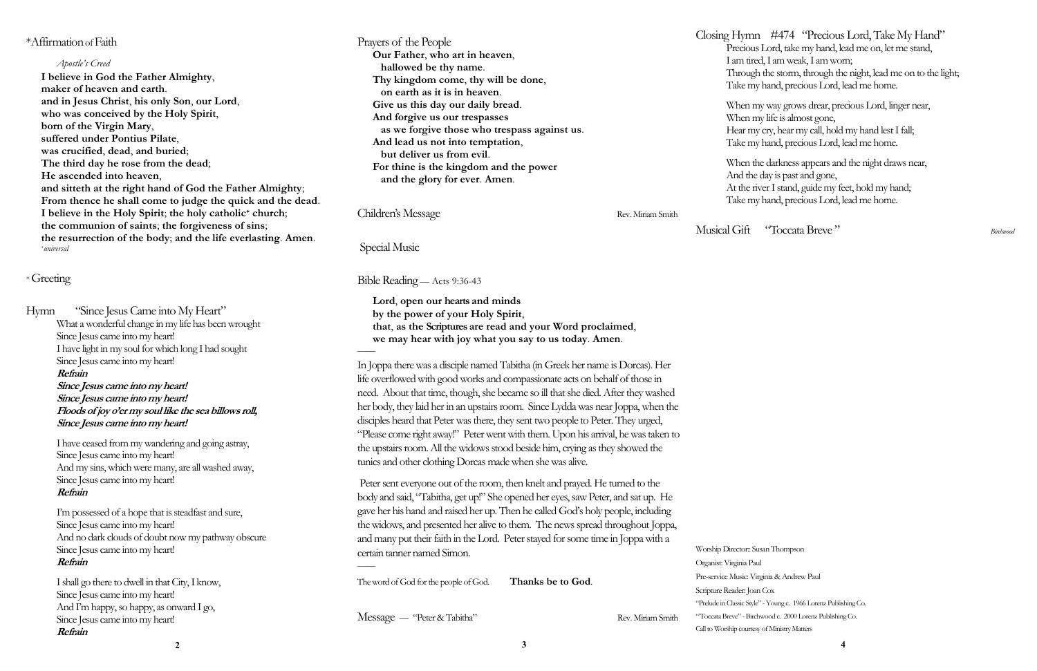## *Affirmation of Faith

*Apostle's Creed*

**I believe in God the Father Almighty,**
**maker of heaven and earth.**
**and in Jesus Christ, his only Son, our Lord,**
**who was conceived by the Holy Spirit,**
**born of the Virgin Mary,**
**suffered under Pontius Pilate,**
**was crucified, dead, and buried;**
**The third day he rose from the dead;**
**He ascended into heaven,**
**and sitteth at the right hand of God the Father Almighty;**
**From thence he shall come to judge the quick and the dead.**
**I believe in the Holy Spirit; the holy catholic* church;**
**the communion of saints; the forgiveness of sins;**
**the resurrection of the body; and the life everlasting. Amen.**
*universal*

## * Greeting

## Hymn "Since Jesus Came into My Heart"

What a wonderful change in my life has been wrought
Since Jesus came into my heart!
I have light in my soul for which long I had sought
Since Jesus came into my heart!
***Refrain***
***Since Jesus came into my heart!***
***Since Jesus came into my heart!***
***Floods of joy o'er my soul like the sea billows roll,***
***Since Jesus came into my heart!***

I have ceased from my wandering and going astray,
Since Jesus came into my heart!
And my sins, which were many, are all washed away,
Since Jesus came into my heart!
***Refrain***

I'm possessed of a hope that is steadfast and sure,
Since Jesus came into my heart!
And no dark clouds of doubt now my pathway obscure
Since Jesus came into my heart!
***Refrain***

I shall go there to dwell in that City, I know,
Since Jesus came into my heart!
And I'm happy, so happy, as onward I go,
Since Jesus came into my heart!
***Refrain***

## Prayers of the People

**Our Father, who art in heaven,**
**hallowed be thy name.**
**Thy kingdom come, thy will be done,**
**on earth as it is in heaven.**
**Give us this day our daily bread.**
**And forgive us our trespasses**
**as we forgive those who trespass against us.**
**And lead us not into temptation,**
**but deliver us from evil.**
**For thine is the kingdom and the power**
**and the glory for ever. Amen.**

## Children's Message — Rev. Miriam Smith

## Special Music

## Bible Reading — Acts 9:36-43

**Lord, open our hearts and minds**
**by the power of your Holy Spirit,**
**that, as the Scriptures are read and your Word proclaimed,**
**we may hear with joy what you say to us today. Amen.**

——

In Joppa there was a disciple named Tabitha (in Greek her name is Dorcas). Her life overflowed with good works and compassionate acts on behalf of those in need. About that time, though, she became so ill that she died. After they washed her body, they laid her in an upstairs room. Since Lydda was near Joppa, when the disciples heard that Peter was there, they sent two people to Peter. They urged, "Please come right away!" Peter went with them. Upon his arrival, he was taken to the upstairs room. All the widows stood beside him, crying as they showed the tunics and other clothing Dorcas made when she was alive.

Peter sent everyone out of the room, then knelt and prayed. He turned to the body and said, "Tabitha, get up!" She opened her eyes, saw Peter, and sat up. He gave her his hand and raised her up. Then he called God's holy people, including the widows, and presented her alive to them. The news spread throughout Joppa, and many put their faith in the Lord. Peter stayed for some time in Joppa with a certain tanner named Simon.

——

The word of God for the people of God. **Thanks be to God.**

## Message — "Peter & Tabitha" — Rev. Miriam Smith

## Closing Hymn #474 "Precious Lord, Take My Hand"

Precious Lord, take my hand, lead me on, let me stand,
I am tired, I am weak, I am worn;
Through the storm, through the night, lead me on to the light;
Take my hand, precious Lord, lead me home.

When my way grows drear, precious Lord, linger near,
When my life is almost gone,
Hear my cry, hear my call, hold my hand lest I fall;
Take my hand, precious Lord, lead me home.

When the darkness appears and the night draws near,
And the day is past and gone,
At the river I stand, guide my feet, hold my hand;
Take my hand, precious Lord, lead me home.

## Musical Gift "Toccata Breve" — *Birchwood*

Worship Director: Susan Thompson
Organist: Virginia Paul
Pre-service Music: Virginia & Andrew Paul
Scripture Reader: Joan Cox
"Prelude in Classic Style" - Young c. 1966 Lorenz Publishing Co.
"Toccata Breve" - Birchwood c. 2000 Lorenz Publishing Co.
Call to Worship courtesy of Ministry Matters